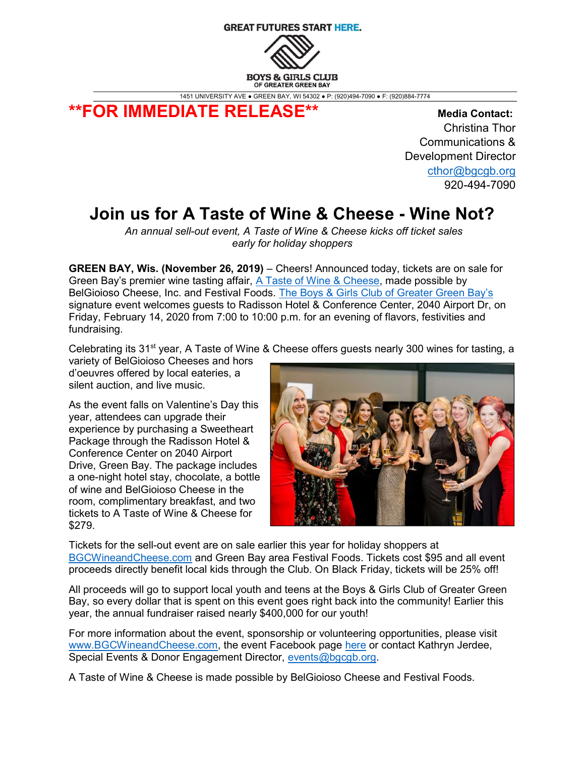GREAT FUTURES START HERE.

BOYS & GIRLS CLUB OF GREATER GREEN BAY

1451 UNIVERSITY AVE ● GREEN BAY, WI 54302 ● P: (920)494-7090 ● F: (920)884-7774

**\*\*FOR IMMEDIATE RELEASE\*\***

**Media Contact:**
Christina Thor
Communications & Development Director
cthor@bgcgb.org
920-494-7090

# Join us for A Taste of Wine & Cheese - Wine Not?

*An annual sell-out event, A Taste of Wine & Cheese kicks off ticket sales early for holiday shoppers*

**GREEN BAY, Wis. (November 26, 2019)** – Cheers! Announced today, tickets are on sale for Green Bay's premier wine tasting affair, A Taste of Wine & Cheese, made possible by BelGioioso Cheese, Inc. and Festival Foods. The Boys & Girls Club of Greater Green Bay's signature event welcomes guests to Radisson Hotel & Conference Center, 2040 Airport Dr, on Friday, February 14, 2020 from 7:00 to 10:00 p.m. for an evening of flavors, festivities and fundraising.

Celebrating its 31st year, A Taste of Wine & Cheese offers guests nearly 300 wines for tasting, a variety of BelGioioso Cheeses and hors d'oeuvres offered by local eateries, a silent auction, and live music.

As the event falls on Valentine's Day this year, attendees can upgrade their experience by purchasing a Sweetheart Package through the Radisson Hotel & Conference Center on 2040 Airport Drive, Green Bay. The package includes a one-night hotel stay, chocolate, a bottle of wine and BelGioioso Cheese in the room, complimentary breakfast, and two tickets to A Taste of Wine & Cheese for $279.

Tickets for the sell-out event are on sale earlier this year for holiday shoppers at BGCWineandCheese.com and Green Bay area Festival Foods. Tickets cost $95 and all event proceeds directly benefit local kids through the Club. On Black Friday, tickets will be 25% off!

All proceeds will go to support local youth and teens at the Boys & Girls Club of Greater Green Bay, so every dollar that is spent on this event goes right back into the community! Earlier this year, the annual fundraiser raised nearly $400,000 for our youth!

For more information about the event, sponsorship or volunteering opportunities, please visit www.BGCWineandCheese.com, the event Facebook page here or contact Kathryn Jerdee, Special Events & Donor Engagement Director, events@bgcgb.org.

A Taste of Wine & Cheese is made possible by BelGioioso Cheese and Festival Foods.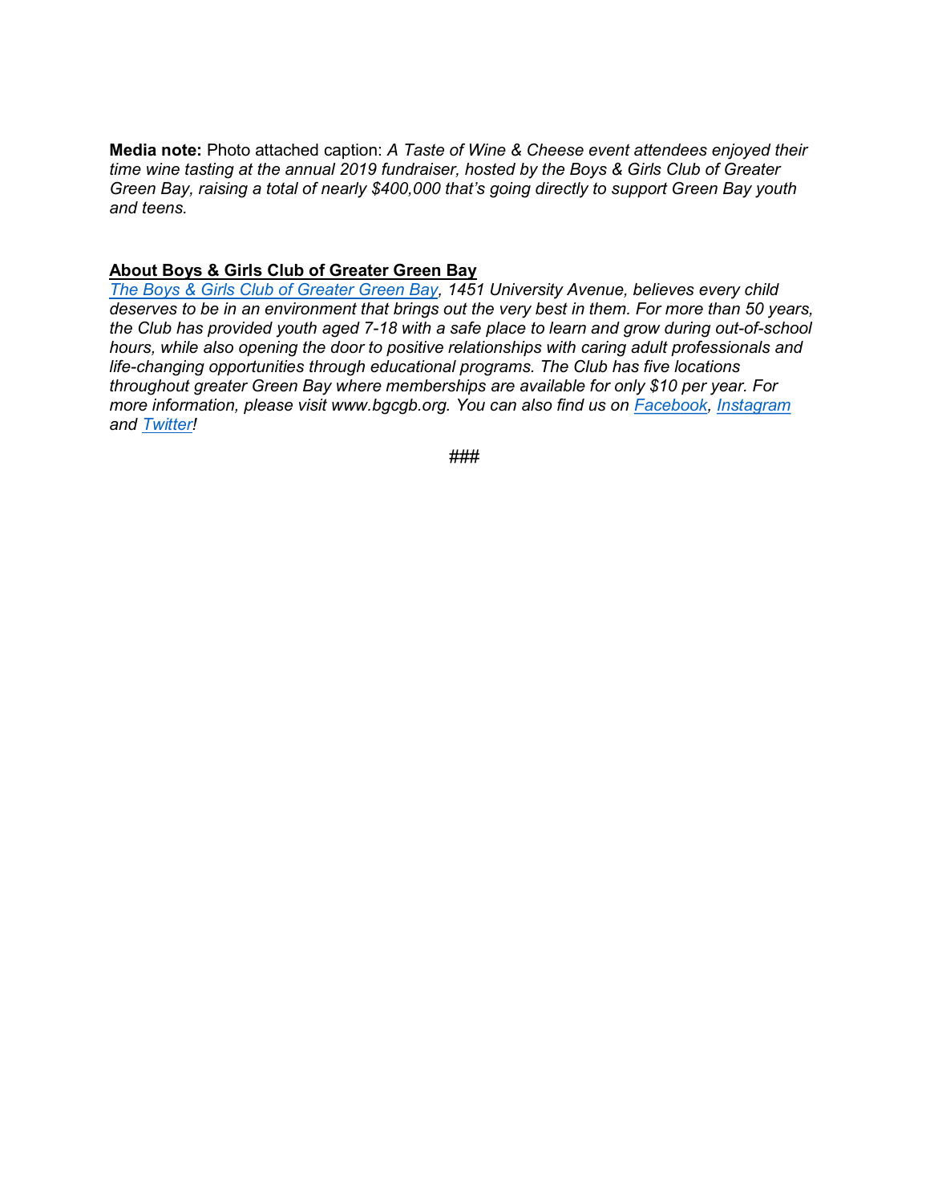**Media note:** Photo attached caption: *A Taste of Wine & Cheese event attendees enjoyed their time wine tasting at the annual 2019 fundraiser, hosted by the Boys & Girls Club of Greater Green Bay, raising a total of nearly $400,000 that's going directly to support Green Bay youth and teens.*

**About Boys & Girls Club of Greater Green Bay**

*The Boys & Girls Club of Greater Green Bay, 1451 University Avenue, believes every child deserves to be in an environment that brings out the very best in them. For more than 50 years, the Club has provided youth aged 7-18 with a safe place to learn and grow during out-of-school hours, while also opening the door to positive relationships with caring adult professionals and life-changing opportunities through educational programs. The Club has five locations throughout greater Green Bay where memberships are available for only $10 per year. For more information, please visit www.bgcgb.org. You can also find us on Facebook, Instagram and Twitter!*

###